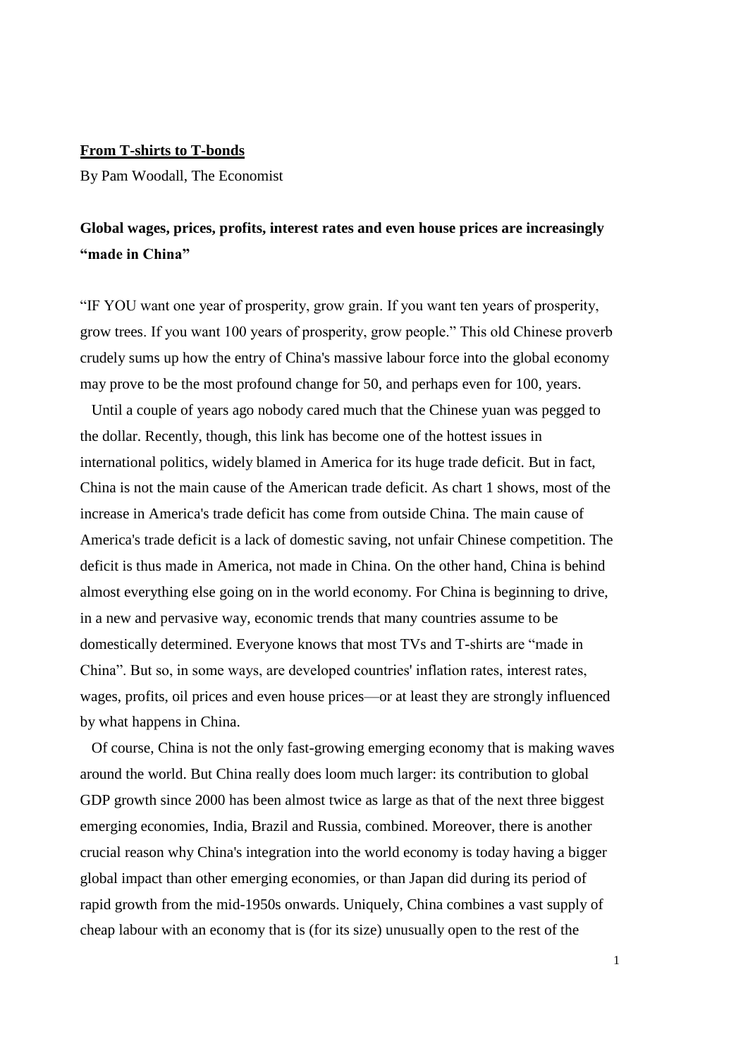**From T-shirts to T-bonds**

By Pam Woodall, The Economist

## Global wages, prices, profits, interest rates and even house prices are increasingly "made in China"

"IF YOU want one year of prosperity, grow grain. If you want ten years of prosperity, grow trees. If you want 100 years of prosperity, grow people." This old Chinese proverb crudely sums up how the entry of China's massive labour force into the global economy may prove to be the most profound change for 50, and perhaps even for 100, years.

Until a couple of years ago nobody cared much that the Chinese yuan was pegged to the dollar. Recently, though, this link has become one of the hottest issues in international politics, widely blamed in America for its huge trade deficit. But in fact, China is not the main cause of the American trade deficit. As chart 1 shows, most of the increase in America's trade deficit has come from outside China. The main cause of America's trade deficit is a lack of domestic saving, not unfair Chinese competition. The deficit is thus made in America, not made in China. On the other hand, China is behind almost everything else going on in the world economy. For China is beginning to drive, in a new and pervasive way, economic trends that many countries assume to be domestically determined. Everyone knows that most TVs and T-shirts are "made in China". But so, in some ways, are developed countries' inflation rates, interest rates, wages, profits, oil prices and even house prices—or at least they are strongly influenced by what happens in China.

Of course, China is not the only fast-growing emerging economy that is making waves around the world. But China really does loom much larger: its contribution to global GDP growth since 2000 has been almost twice as large as that of the next three biggest emerging economies, India, Brazil and Russia, combined. Moreover, there is another crucial reason why China's integration into the world economy is today having a bigger global impact than other emerging economies, or than Japan did during its period of rapid growth from the mid-1950s onwards. Uniquely, China combines a vast supply of cheap labour with an economy that is (for its size) unusually open to the rest of the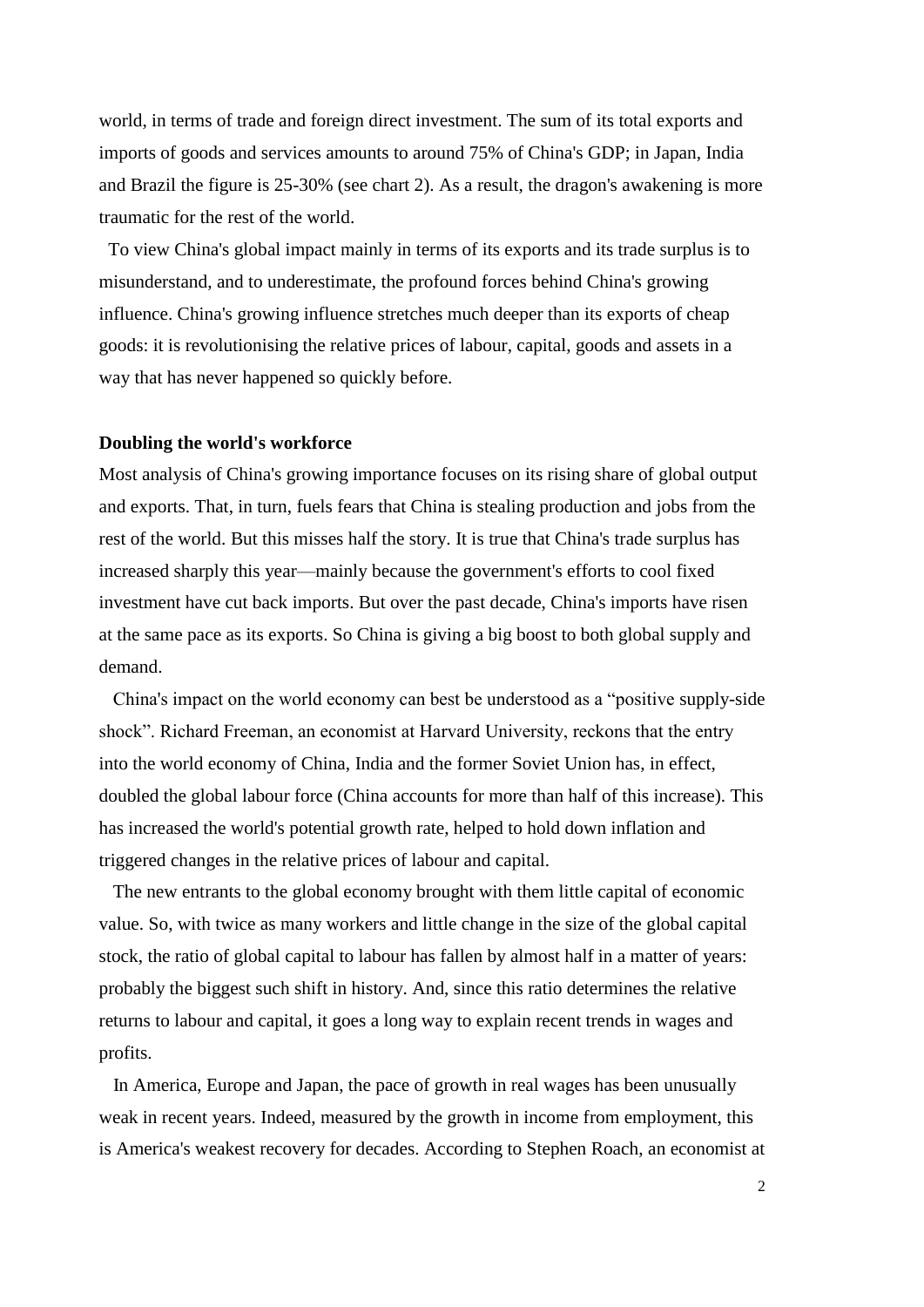world, in terms of trade and foreign direct investment. The sum of its total exports and imports of goods and services amounts to around 75% of China's GDP; in Japan, India and Brazil the figure is 25-30% (see chart 2). As a result, the dragon's awakening is more traumatic for the rest of the world.

To view China's global impact mainly in terms of its exports and its trade surplus is to misunderstand, and to underestimate, the profound forces behind China's growing influence. China's growing influence stretches much deeper than its exports of cheap goods: it is revolutionising the relative prices of labour, capital, goods and assets in a way that has never happened so quickly before.

**Doubling the world's workforce**

Most analysis of China's growing importance focuses on its rising share of global output and exports. That, in turn, fuels fears that China is stealing production and jobs from the rest of the world. But this misses half the story. It is true that China's trade surplus has increased sharply this year—mainly because the government's efforts to cool fixed investment have cut back imports. But over the past decade, China's imports have risen at the same pace as its exports. So China is giving a big boost to both global supply and demand.

China's impact on the world economy can best be understood as a "positive supply-side shock". Richard Freeman, an economist at Harvard University, reckons that the entry into the world economy of China, India and the former Soviet Union has, in effect, doubled the global labour force (China accounts for more than half of this increase). This has increased the world's potential growth rate, helped to hold down inflation and triggered changes in the relative prices of labour and capital.

The new entrants to the global economy brought with them little capital of economic value. So, with twice as many workers and little change in the size of the global capital stock, the ratio of global capital to labour has fallen by almost half in a matter of years: probably the biggest such shift in history. And, since this ratio determines the relative returns to labour and capital, it goes a long way to explain recent trends in wages and profits.

In America, Europe and Japan, the pace of growth in real wages has been unusually weak in recent years. Indeed, measured by the growth in income from employment, this is America's weakest recovery for decades. According to Stephen Roach, an economist at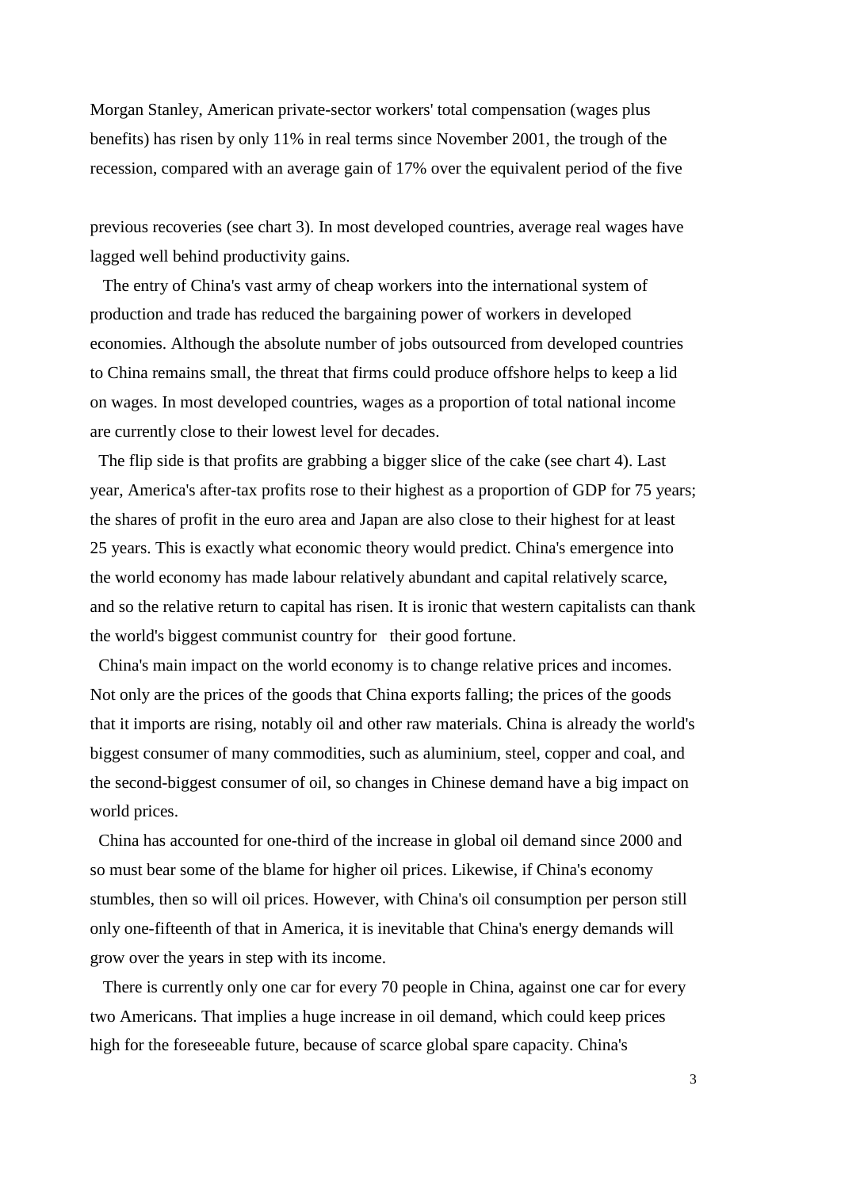Morgan Stanley, American private-sector workers' total compensation (wages plus benefits) has risen by only 11% in real terms since November 2001, the trough of the recession, compared with an average gain of 17% over the equivalent period of the five previous recoveries (see chart 3). In most developed countries, average real wages have lagged well behind productivity gains.

The entry of China's vast army of cheap workers into the international system of production and trade has reduced the bargaining power of workers in developed economies. Although the absolute number of jobs outsourced from developed countries to China remains small, the threat that firms could produce offshore helps to keep a lid on wages. In most developed countries, wages as a proportion of total national income are currently close to their lowest level for decades.

The flip side is that profits are grabbing a bigger slice of the cake (see chart 4). Last year, America's after-tax profits rose to their highest as a proportion of GDP for 75 years; the shares of profit in the euro area and Japan are also close to their highest for at least 25 years. This is exactly what economic theory would predict. China's emergence into the world economy has made labour relatively abundant and capital relatively scarce, and so the relative return to capital has risen. It is ironic that western capitalists can thank the world's biggest communist country for their good fortune.

China's main impact on the world economy is to change relative prices and incomes. Not only are the prices of the goods that China exports falling; the prices of the goods that it imports are rising, notably oil and other raw materials. China is already the world's biggest consumer of many commodities, such as aluminium, steel, copper and coal, and the second-biggest consumer of oil, so changes in Chinese demand have a big impact on world prices.

China has accounted for one-third of the increase in global oil demand since 2000 and so must bear some of the blame for higher oil prices. Likewise, if China's economy stumbles, then so will oil prices. However, with China's oil consumption per person still only one-fifteenth of that in America, it is inevitable that China's energy demands will grow over the years in step with its income.

There is currently only one car for every 70 people in China, against one car for every two Americans. That implies a huge increase in oil demand, which could keep prices high for the foreseeable future, because of scarce global spare capacity. China's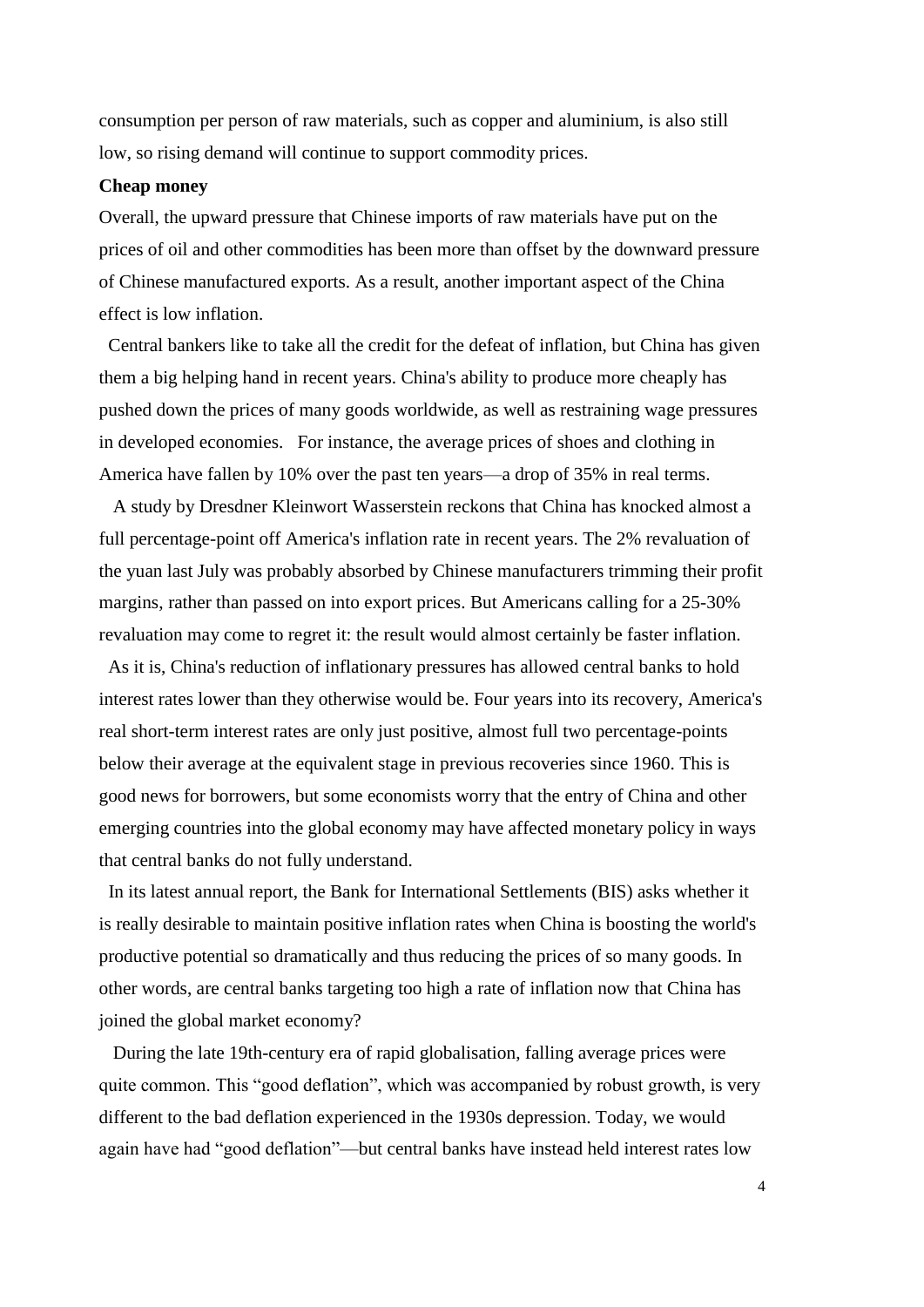consumption per person of raw materials, such as copper and aluminium, is also still low, so rising demand will continue to support commodity prices.

**Cheap money**

Overall, the upward pressure that Chinese imports of raw materials have put on the prices of oil and other commodities has been more than offset by the downward pressure of Chinese manufactured exports. As a result, another important aspect of the China effect is low inflation.

Central bankers like to take all the credit for the defeat of inflation, but China has given them a big helping hand in recent years. China's ability to produce more cheaply has pushed down the prices of many goods worldwide, as well as restraining wage pressures in developed economies. For instance, the average prices of shoes and clothing in America have fallen by 10% over the past ten years—a drop of 35% in real terms.

A study by Dresdner Kleinwort Wasserstein reckons that China has knocked almost a full percentage-point off America's inflation rate in recent years. The 2% revaluation of the yuan last July was probably absorbed by Chinese manufacturers trimming their profit margins, rather than passed on into export prices. But Americans calling for a 25-30% revaluation may come to regret it: the result would almost certainly be faster inflation.

As it is, China's reduction of inflationary pressures has allowed central banks to hold interest rates lower than they otherwise would be. Four years into its recovery, America's real short-term interest rates are only just positive, almost full two percentage-points below their average at the equivalent stage in previous recoveries since 1960. This is good news for borrowers, but some economists worry that the entry of China and other emerging countries into the global economy may have affected monetary policy in ways that central banks do not fully understand.

In its latest annual report, the Bank for International Settlements (BIS) asks whether it is really desirable to maintain positive inflation rates when China is boosting the world's productive potential so dramatically and thus reducing the prices of so many goods. In other words, are central banks targeting too high a rate of inflation now that China has joined the global market economy?

During the late 19th-century era of rapid globalisation, falling average prices were quite common. This "good deflation", which was accompanied by robust growth, is very different to the bad deflation experienced in the 1930s depression. Today, we would again have had "good deflation"—but central banks have instead held interest rates low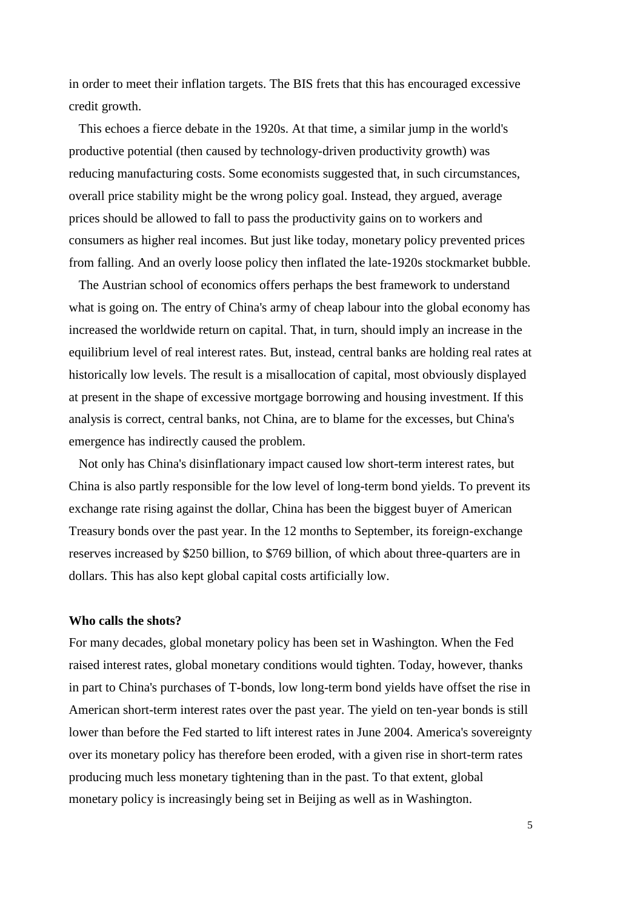in order to meet their inflation targets. The BIS frets that this has encouraged excessive credit growth.

This echoes a fierce debate in the 1920s. At that time, a similar jump in the world's productive potential (then caused by technology-driven productivity growth) was reducing manufacturing costs. Some economists suggested that, in such circumstances, overall price stability might be the wrong policy goal. Instead, they argued, average prices should be allowed to fall to pass the productivity gains on to workers and consumers as higher real incomes. But just like today, monetary policy prevented prices from falling. And an overly loose policy then inflated the late-1920s stockmarket bubble.

The Austrian school of economics offers perhaps the best framework to understand what is going on. The entry of China's army of cheap labour into the global economy has increased the worldwide return on capital. That, in turn, should imply an increase in the equilibrium level of real interest rates. But, instead, central banks are holding real rates at historically low levels. The result is a misallocation of capital, most obviously displayed at present in the shape of excessive mortgage borrowing and housing investment. If this analysis is correct, central banks, not China, are to blame for the excesses, but China's emergence has indirectly caused the problem.

Not only has China's disinflationary impact caused low short-term interest rates, but China is also partly responsible for the low level of long-term bond yields. To prevent its exchange rate rising against the dollar, China has been the biggest buyer of American Treasury bonds over the past year. In the 12 months to September, its foreign-exchange reserves increased by $250 billion, to $769 billion, of which about three-quarters are in dollars. This has also kept global capital costs artificially low.

**Who calls the shots?**

For many decades, global monetary policy has been set in Washington. When the Fed raised interest rates, global monetary conditions would tighten. Today, however, thanks in part to China's purchases of T-bonds, low long-term bond yields have offset the rise in American short-term interest rates over the past year. The yield on ten-year bonds is still lower than before the Fed started to lift interest rates in June 2004. America's sovereignty over its monetary policy has therefore been eroded, with a given rise in short-term rates producing much less monetary tightening than in the past. To that extent, global monetary policy is increasingly being set in Beijing as well as in Washington.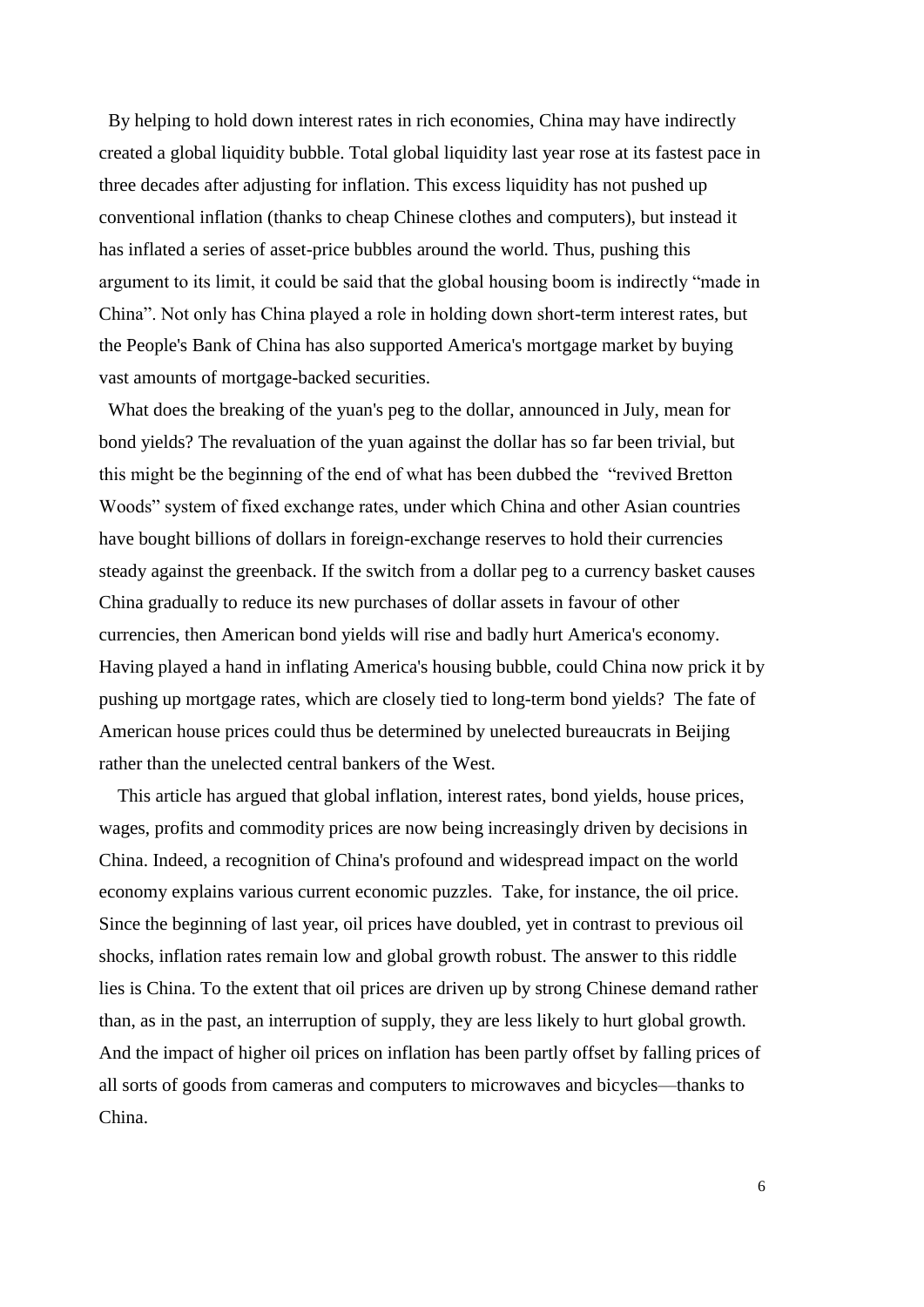By helping to hold down interest rates in rich economies, China may have indirectly created a global liquidity bubble. Total global liquidity last year rose at its fastest pace in three decades after adjusting for inflation. This excess liquidity has not pushed up conventional inflation (thanks to cheap Chinese clothes and computers), but instead it has inflated a series of asset-price bubbles around the world. Thus, pushing this argument to its limit, it could be said that the global housing boom is indirectly "made in China". Not only has China played a role in holding down short-term interest rates, but the People's Bank of China has also supported America's mortgage market by buying vast amounts of mortgage-backed securities.

What does the breaking of the yuan's peg to the dollar, announced in July, mean for bond yields? The revaluation of the yuan against the dollar has so far been trivial, but this might be the beginning of the end of what has been dubbed the "revived Bretton Woods" system of fixed exchange rates, under which China and other Asian countries have bought billions of dollars in foreign-exchange reserves to hold their currencies steady against the greenback. If the switch from a dollar peg to a currency basket causes China gradually to reduce its new purchases of dollar assets in favour of other currencies, then American bond yields will rise and badly hurt America's economy. Having played a hand in inflating America's housing bubble, could China now prick it by pushing up mortgage rates, which are closely tied to long-term bond yields? The fate of American house prices could thus be determined by unelected bureaucrats in Beijing rather than the unelected central bankers of the West.

This article has argued that global inflation, interest rates, bond yields, house prices, wages, profits and commodity prices are now being increasingly driven by decisions in China. Indeed, a recognition of China's profound and widespread impact on the world economy explains various current economic puzzles. Take, for instance, the oil price. Since the beginning of last year, oil prices have doubled, yet in contrast to previous oil shocks, inflation rates remain low and global growth robust. The answer to this riddle lies is China. To the extent that oil prices are driven up by strong Chinese demand rather than, as in the past, an interruption of supply, they are less likely to hurt global growth. And the impact of higher oil prices on inflation has been partly offset by falling prices of all sorts of goods from cameras and computers to microwaves and bicycles—thanks to China.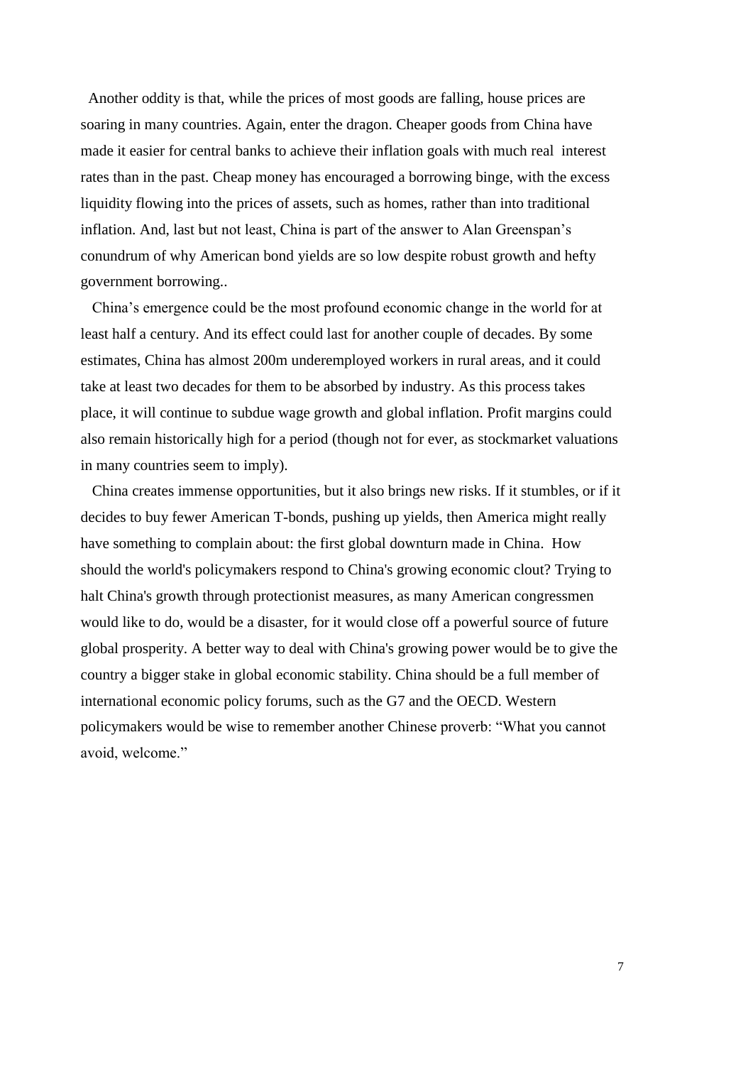Another oddity is that, while the prices of most goods are falling, house prices are soaring in many countries. Again, enter the dragon. Cheaper goods from China have made it easier for central banks to achieve their inflation goals with much real interest rates than in the past. Cheap money has encouraged a borrowing binge, with the excess liquidity flowing into the prices of assets, such as homes, rather than into traditional inflation. And, last but not least, China is part of the answer to Alan Greenspan's conundrum of why American bond yields are so low despite robust growth and hefty government borrowing..

China's emergence could be the most profound economic change in the world for at least half a century. And its effect could last for another couple of decades. By some estimates, China has almost 200m underemployed workers in rural areas, and it could take at least two decades for them to be absorbed by industry. As this process takes place, it will continue to subdue wage growth and global inflation. Profit margins could also remain historically high for a period (though not for ever, as stockmarket valuations in many countries seem to imply).

China creates immense opportunities, but it also brings new risks. If it stumbles, or if it decides to buy fewer American T-bonds, pushing up yields, then America might really have something to complain about: the first global downturn made in China. How should the world's policymakers respond to China's growing economic clout? Trying to halt China's growth through protectionist measures, as many American congressmen would like to do, would be a disaster, for it would close off a powerful source of future global prosperity. A better way to deal with China's growing power would be to give the country a bigger stake in global economic stability. China should be a full member of international economic policy forums, such as the G7 and the OECD. Western policymakers would be wise to remember another Chinese proverb: "What you cannot avoid, welcome."